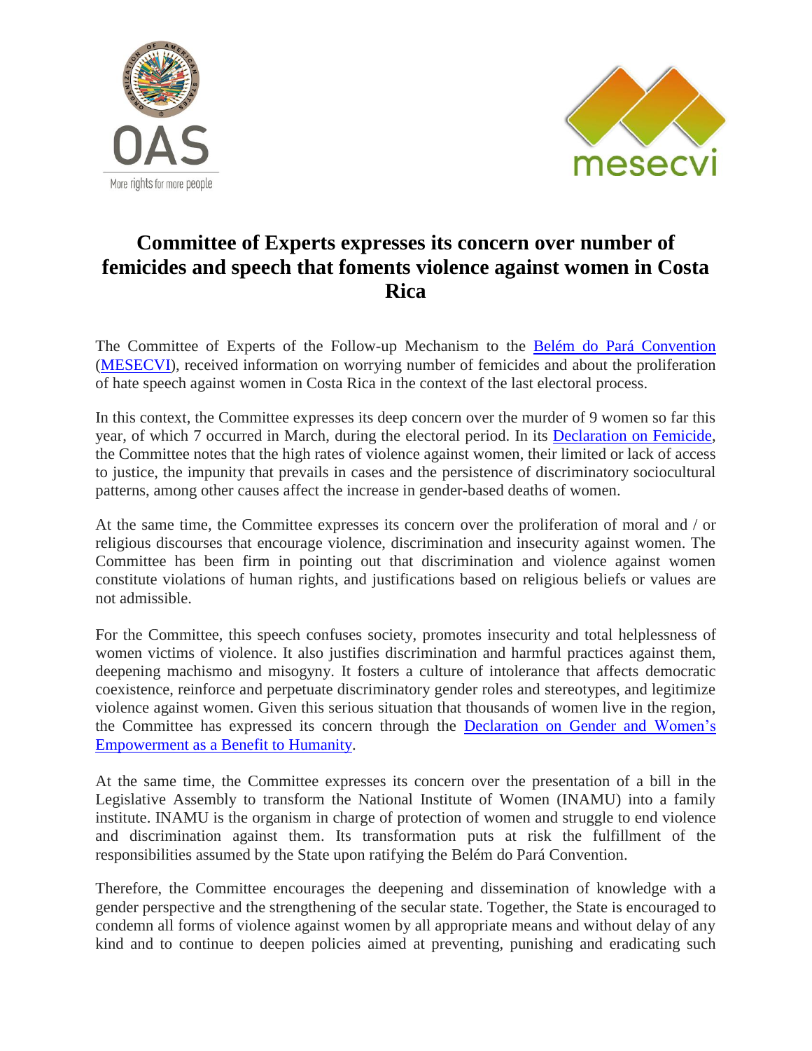# Committee of Experts expresses its concern over number of femicides and speech that foments violence against women in Costa Rica

The Committee of Experts of the Follow-up Mechanism to the Belém do Pará Convention (MESECVI), received information on worrying number of femicides and about the proliferation of hate speech against women in Costa Rica in the context of the last electoral process.

In this context, the Committee expresses its deep concern over the murder of 9 women so far this year, of which 7 occurred in March, during the electoral period. In its Declaration on Femicide, the Committee notes that the high rates of violence against women, their limited or lack of access to justice, the impunity that prevails in cases and the persistence of discriminatory sociocultural patterns, among other causes affect the increase in gender-based deaths of women.

At the same time, the Committee expresses its concern over the proliferation of moral and / or religious discourses that encourage violence, discrimination and insecurity against women. The Committee has been firm in pointing out that discrimination and violence against women constitute violations of human rights, and justifications based on religious beliefs or values are not admissible.

For the Committee, this speech confuses society, promotes insecurity and total helplessness of women victims of violence. It also justifies discrimination and harmful practices against them, deepening machismo and misogyny. It fosters a culture of intolerance that affects democratic coexistence, reinforce and perpetuate discriminatory gender roles and stereotypes, and legitimize violence against women. Given this serious situation that thousands of women live in the region, the Committee has expressed its concern through the Declaration on Gender and Women's Empowerment as a Benefit to Humanity.

At the same time, the Committee expresses its concern over the presentation of a bill in the Legislative Assembly to transform the National Institute of Women (INAMU) into a family institute. INAMU is the organism in charge of protection of women and struggle to end violence and discrimination against them. Its transformation puts at risk the fulfillment of the responsibilities assumed by the State upon ratifying the Belém do Pará Convention.

Therefore, the Committee encourages the deepening and dissemination of knowledge with a gender perspective and the strengthening of the secular state. Together, the State is encouraged to condemn all forms of violence against women by all appropriate means and without delay of any kind and to continue to deepen policies aimed at preventing, punishing and eradicating such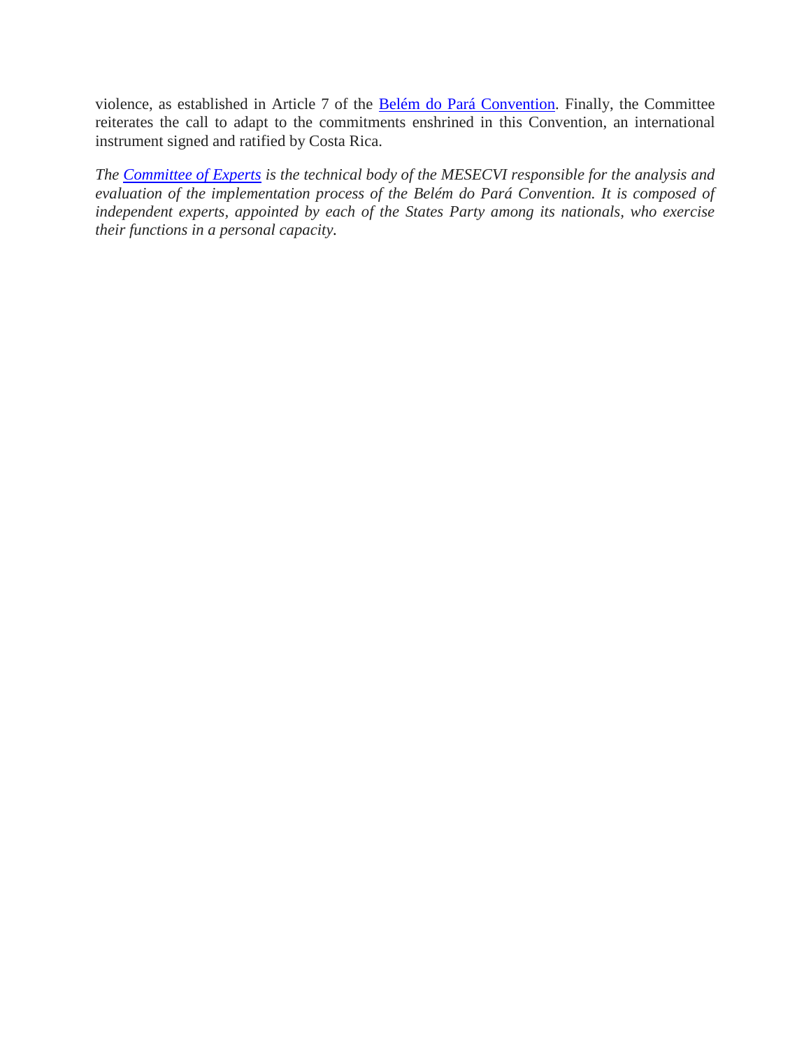violence, as established in Article 7 of the Belém do Pará Convention. Finally, the Committee reiterates the call to adapt to the commitments enshrined in this Convention, an international instrument signed and ratified by Costa Rica.

*The Committee of Experts is the technical body of the MESECVI responsible for the analysis and evaluation of the implementation process of the Belém do Pará Convention. It is composed of independent experts, appointed by each of the States Party among its nationals, who exercise their functions in a personal capacity.*